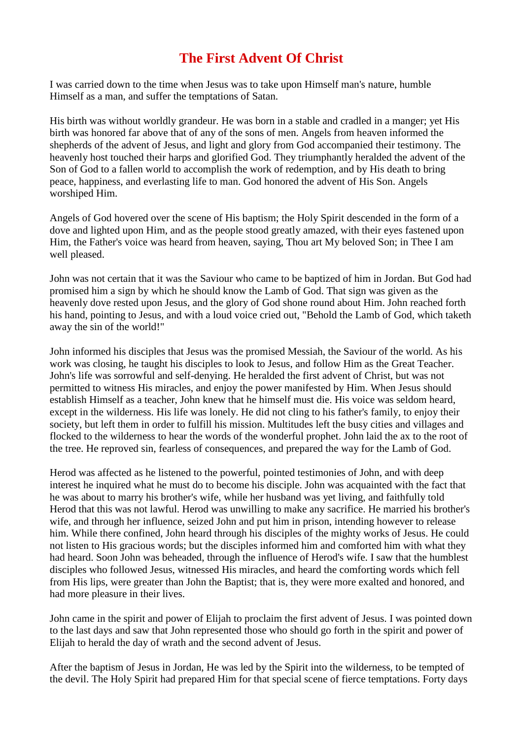# The First Advent Of Christ

I was carried down to the time when Jesus was to take upon Himself man's nature, humble Himself as a man, and suffer the temptations of Satan.

His birth was without worldly grandeur. He was born in a stable and cradled in a manger; yet His birth was honored far above that of any of the sons of men. Angels from heaven informed the shepherds of the advent of Jesus, and light and glory from God accompanied their testimony. The heavenly host touched their harps and glorified God. They triumphantly heralded the advent of the Son of God to a fallen world to accomplish the work of redemption, and by His death to bring peace, happiness, and everlasting life to man. God honored the advent of His Son. Angels worshiped Him.

Angels of God hovered over the scene of His baptism; the Holy Spirit descended in the form of a dove and lighted upon Him, and as the people stood greatly amazed, with their eyes fastened upon Him, the Father's voice was heard from heaven, saying, Thou art My beloved Son; in Thee I am well pleased.

John was not certain that it was the Saviour who came to be baptized of him in Jordan. But God had promised him a sign by which he should know the Lamb of God. That sign was given as the heavenly dove rested upon Jesus, and the glory of God shone round about Him. John reached forth his hand, pointing to Jesus, and with a loud voice cried out, "Behold the Lamb of God, which taketh away the sin of the world!"

John informed his disciples that Jesus was the promised Messiah, the Saviour of the world. As his work was closing, he taught his disciples to look to Jesus, and follow Him as the Great Teacher. John's life was sorrowful and self-denying. He heralded the first advent of Christ, but was not permitted to witness His miracles, and enjoy the power manifested by Him. When Jesus should establish Himself as a teacher, John knew that he himself must die. His voice was seldom heard, except in the wilderness. His life was lonely. He did not cling to his father's family, to enjoy their society, but left them in order to fulfill his mission. Multitudes left the busy cities and villages and flocked to the wilderness to hear the words of the wonderful prophet. John laid the ax to the root of the tree. He reproved sin, fearless of consequences, and prepared the way for the Lamb of God.

Herod was affected as he listened to the powerful, pointed testimonies of John, and with deep interest he inquired what he must do to become his disciple. John was acquainted with the fact that he was about to marry his brother's wife, while her husband was yet living, and faithfully told Herod that this was not lawful. Herod was unwilling to make any sacrifice. He married his brother's wife, and through her influence, seized John and put him in prison, intending however to release him. While there confined, John heard through his disciples of the mighty works of Jesus. He could not listen to His gracious words; but the disciples informed him and comforted him with what they had heard. Soon John was beheaded, through the influence of Herod's wife. I saw that the humblest disciples who followed Jesus, witnessed His miracles, and heard the comforting words which fell from His lips, were greater than John the Baptist; that is, they were more exalted and honored, and had more pleasure in their lives.

John came in the spirit and power of Elijah to proclaim the first advent of Jesus. I was pointed down to the last days and saw that John represented those who should go forth in the spirit and power of Elijah to herald the day of wrath and the second advent of Jesus.

After the baptism of Jesus in Jordan, He was led by the Spirit into the wilderness, to be tempted of the devil. The Holy Spirit had prepared Him for that special scene of fierce temptations. Forty days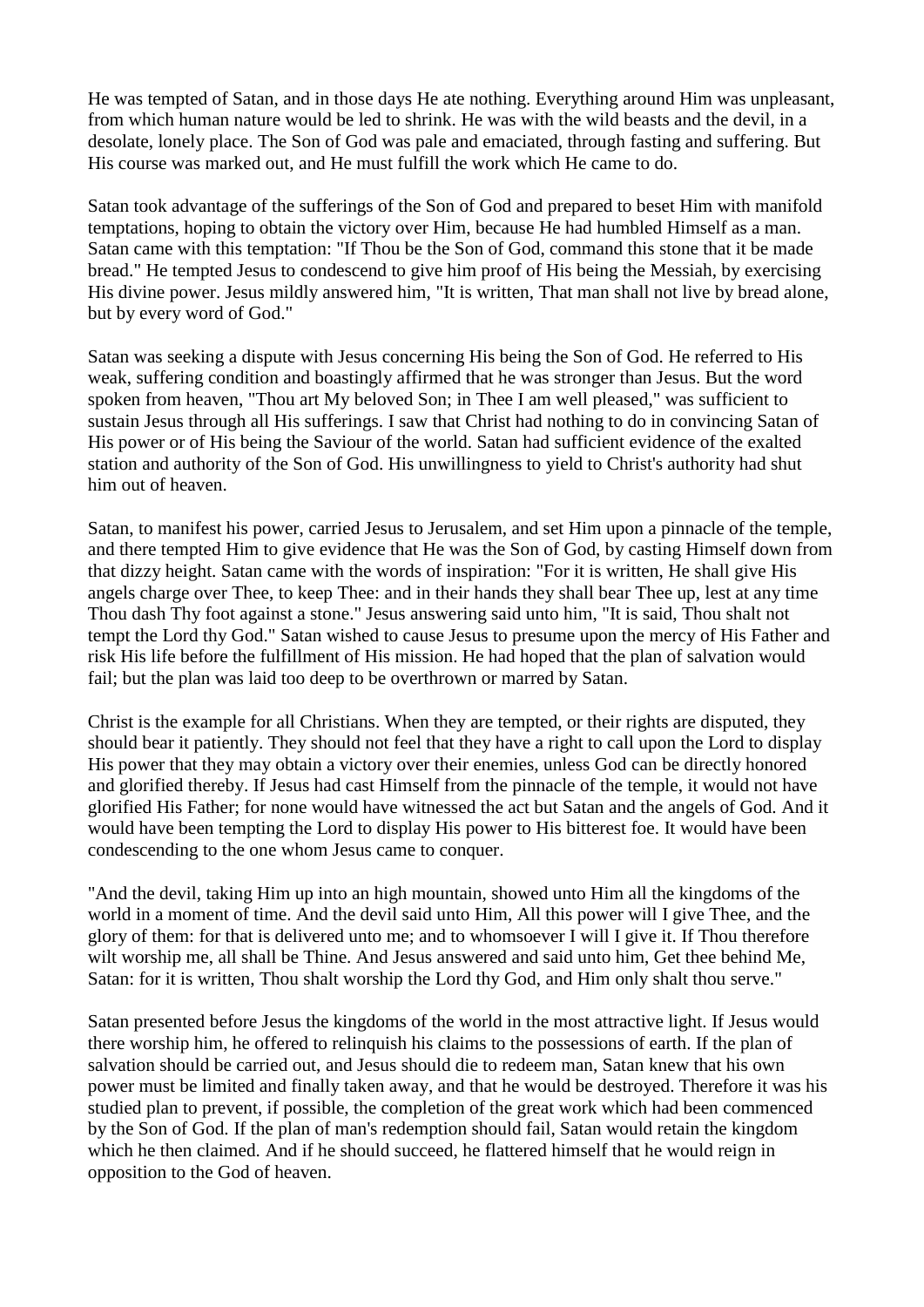He was tempted of Satan, and in those days He ate nothing. Everything around Him was unpleasant, from which human nature would be led to shrink. He was with the wild beasts and the devil, in a desolate, lonely place. The Son of God was pale and emaciated, through fasting and suffering. But His course was marked out, and He must fulfill the work which He came to do.

Satan took advantage of the sufferings of the Son of God and prepared to beset Him with manifold temptations, hoping to obtain the victory over Him, because He had humbled Himself as a man. Satan came with this temptation: "If Thou be the Son of God, command this stone that it be made bread." He tempted Jesus to condescend to give him proof of His being the Messiah, by exercising His divine power. Jesus mildly answered him, "It is written, That man shall not live by bread alone, but by every word of God."

Satan was seeking a dispute with Jesus concerning His being the Son of God. He referred to His weak, suffering condition and boastingly affirmed that he was stronger than Jesus. But the word spoken from heaven, "Thou art My beloved Son; in Thee I am well pleased," was sufficient to sustain Jesus through all His sufferings. I saw that Christ had nothing to do in convincing Satan of His power or of His being the Saviour of the world. Satan had sufficient evidence of the exalted station and authority of the Son of God. His unwillingness to yield to Christ's authority had shut him out of heaven.

Satan, to manifest his power, carried Jesus to Jerusalem, and set Him upon a pinnacle of the temple, and there tempted Him to give evidence that He was the Son of God, by casting Himself down from that dizzy height. Satan came with the words of inspiration: "For it is written, He shall give His angels charge over Thee, to keep Thee: and in their hands they shall bear Thee up, lest at any time Thou dash Thy foot against a stone." Jesus answering said unto him, "It is said, Thou shalt not tempt the Lord thy God." Satan wished to cause Jesus to presume upon the mercy of His Father and risk His life before the fulfillment of His mission. He had hoped that the plan of salvation would fail; but the plan was laid too deep to be overthrown or marred by Satan.

Christ is the example for all Christians. When they are tempted, or their rights are disputed, they should bear it patiently. They should not feel that they have a right to call upon the Lord to display His power that they may obtain a victory over their enemies, unless God can be directly honored and glorified thereby. If Jesus had cast Himself from the pinnacle of the temple, it would not have glorified His Father; for none would have witnessed the act but Satan and the angels of God. And it would have been tempting the Lord to display His power to His bitterest foe. It would have been condescending to the one whom Jesus came to conquer.

"And the devil, taking Him up into an high mountain, showed unto Him all the kingdoms of the world in a moment of time. And the devil said unto Him, All this power will I give Thee, and the glory of them: for that is delivered unto me; and to whomsoever I will I give it. If Thou therefore wilt worship me, all shall be Thine. And Jesus answered and said unto him, Get thee behind Me, Satan: for it is written, Thou shalt worship the Lord thy God, and Him only shalt thou serve."

Satan presented before Jesus the kingdoms of the world in the most attractive light. If Jesus would there worship him, he offered to relinquish his claims to the possessions of earth. If the plan of salvation should be carried out, and Jesus should die to redeem man, Satan knew that his own power must be limited and finally taken away, and that he would be destroyed. Therefore it was his studied plan to prevent, if possible, the completion of the great work which had been commenced by the Son of God. If the plan of man's redemption should fail, Satan would retain the kingdom which he then claimed. And if he should succeed, he flattered himself that he would reign in opposition to the God of heaven.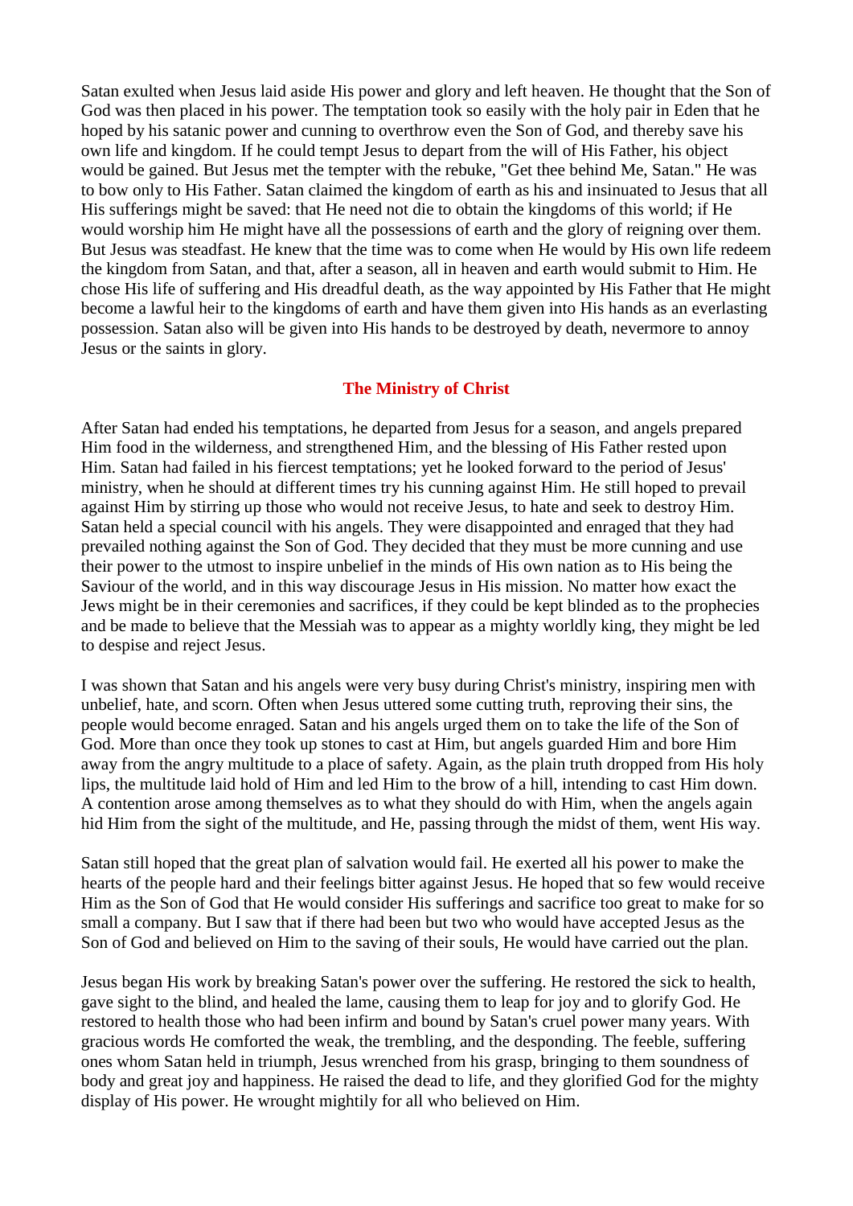Satan exulted when Jesus laid aside His power and glory and left heaven. He thought that the Son of God was then placed in his power. The temptation took so easily with the holy pair in Eden that he hoped by his satanic power and cunning to overthrow even the Son of God, and thereby save his own life and kingdom. If he could tempt Jesus to depart from the will of His Father, his object would be gained. But Jesus met the tempter with the rebuke, "Get thee behind Me, Satan." He was to bow only to His Father. Satan claimed the kingdom of earth as his and insinuated to Jesus that all His sufferings might be saved: that He need not die to obtain the kingdoms of this world; if He would worship him He might have all the possessions of earth and the glory of reigning over them. But Jesus was steadfast. He knew that the time was to come when He would by His own life redeem the kingdom from Satan, and that, after a season, all in heaven and earth would submit to Him. He chose His life of suffering and His dreadful death, as the way appointed by His Father that He might become a lawful heir to the kingdoms of earth and have them given into His hands as an everlasting possession. Satan also will be given into His hands to be destroyed by death, nevermore to annoy Jesus or the saints in glory.

## The Ministry of Christ

After Satan had ended his temptations, he departed from Jesus for a season, and angels prepared Him food in the wilderness, and strengthened Him, and the blessing of His Father rested upon Him. Satan had failed in his fiercest temptations; yet he looked forward to the period of Jesus' ministry, when he should at different times try his cunning against Him. He still hoped to prevail against Him by stirring up those who would not receive Jesus, to hate and seek to destroy Him. Satan held a special council with his angels. They were disappointed and enraged that they had prevailed nothing against the Son of God. They decided that they must be more cunning and use their power to the utmost to inspire unbelief in the minds of His own nation as to His being the Saviour of the world, and in this way discourage Jesus in His mission. No matter how exact the Jews might be in their ceremonies and sacrifices, if they could be kept blinded as to the prophecies and be made to believe that the Messiah was to appear as a mighty worldly king, they might be led to despise and reject Jesus.

I was shown that Satan and his angels were very busy during Christ's ministry, inspiring men with unbelief, hate, and scorn. Often when Jesus uttered some cutting truth, reproving their sins, the people would become enraged. Satan and his angels urged them on to take the life of the Son of God. More than once they took up stones to cast at Him, but angels guarded Him and bore Him away from the angry multitude to a place of safety. Again, as the plain truth dropped from His holy lips, the multitude laid hold of Him and led Him to the brow of a hill, intending to cast Him down. A contention arose among themselves as to what they should do with Him, when the angels again hid Him from the sight of the multitude, and He, passing through the midst of them, went His way.

Satan still hoped that the great plan of salvation would fail. He exerted all his power to make the hearts of the people hard and their feelings bitter against Jesus. He hoped that so few would receive Him as the Son of God that He would consider His sufferings and sacrifice too great to make for so small a company. But I saw that if there had been but two who would have accepted Jesus as the Son of God and believed on Him to the saving of their souls, He would have carried out the plan.

Jesus began His work by breaking Satan's power over the suffering. He restored the sick to health, gave sight to the blind, and healed the lame, causing them to leap for joy and to glorify God. He restored to health those who had been infirm and bound by Satan's cruel power many years. With gracious words He comforted the weak, the trembling, and the desponding. The feeble, suffering ones whom Satan held in triumph, Jesus wrenched from his grasp, bringing to them soundness of body and great joy and happiness. He raised the dead to life, and they glorified God for the mighty display of His power. He wrought mightily for all who believed on Him.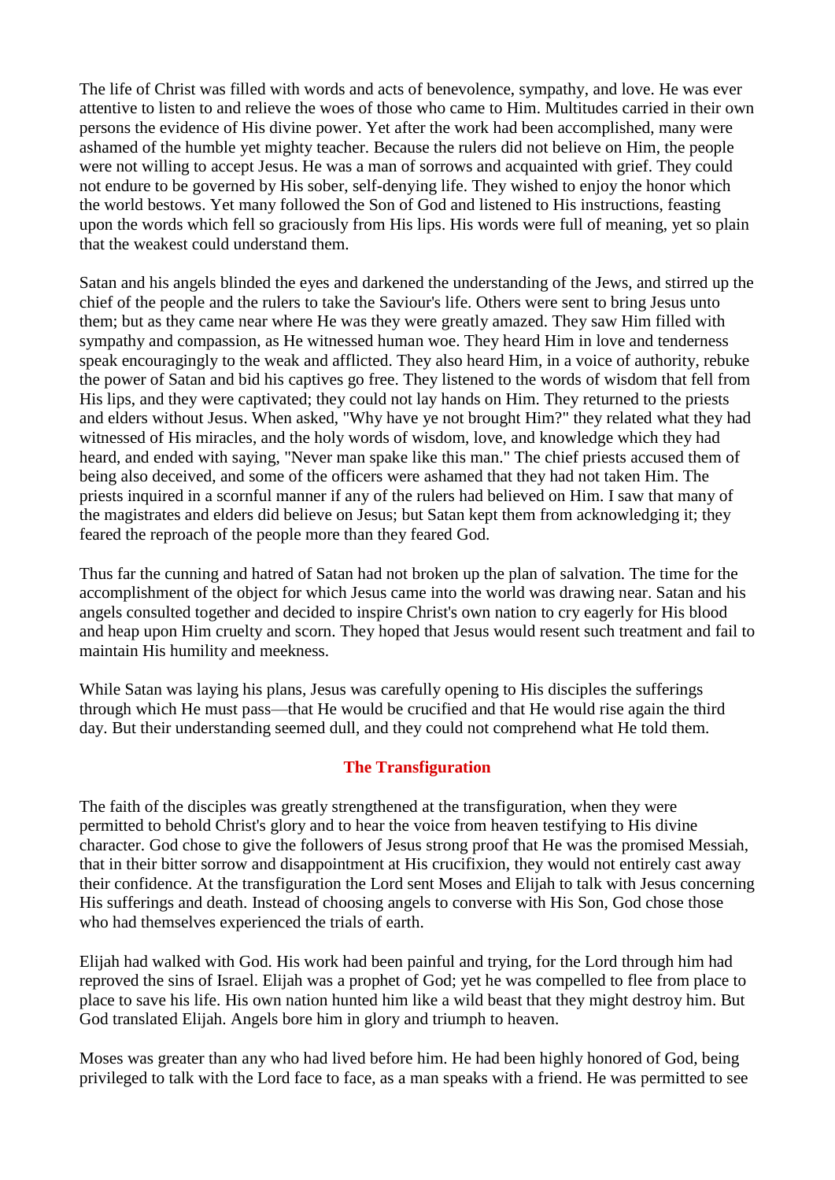The life of Christ was filled with words and acts of benevolence, sympathy, and love. He was ever attentive to listen to and relieve the woes of those who came to Him. Multitudes carried in their own persons the evidence of His divine power. Yet after the work had been accomplished, many were ashamed of the humble yet mighty teacher. Because the rulers did not believe on Him, the people were not willing to accept Jesus. He was a man of sorrows and acquainted with grief. They could not endure to be governed by His sober, self-denying life. They wished to enjoy the honor which the world bestows. Yet many followed the Son of God and listened to His instructions, feasting upon the words which fell so graciously from His lips. His words were full of meaning, yet so plain that the weakest could understand them.

Satan and his angels blinded the eyes and darkened the understanding of the Jews, and stirred up the chief of the people and the rulers to take the Saviour's life. Others were sent to bring Jesus unto them; but as they came near where He was they were greatly amazed. They saw Him filled with sympathy and compassion, as He witnessed human woe. They heard Him in love and tenderness speak encouragingly to the weak and afflicted. They also heard Him, in a voice of authority, rebuke the power of Satan and bid his captives go free. They listened to the words of wisdom that fell from His lips, and they were captivated; they could not lay hands on Him. They returned to the priests and elders without Jesus. When asked, "Why have ye not brought Him?" they related what they had witnessed of His miracles, and the holy words of wisdom, love, and knowledge which they had heard, and ended with saying, "Never man spake like this man." The chief priests accused them of being also deceived, and some of the officers were ashamed that they had not taken Him. The priests inquired in a scornful manner if any of the rulers had believed on Him. I saw that many of the magistrates and elders did believe on Jesus; but Satan kept them from acknowledging it; they feared the reproach of the people more than they feared God.

Thus far the cunning and hatred of Satan had not broken up the plan of salvation. The time for the accomplishment of the object for which Jesus came into the world was drawing near. Satan and his angels consulted together and decided to inspire Christ's own nation to cry eagerly for His blood and heap upon Him cruelty and scorn. They hoped that Jesus would resent such treatment and fail to maintain His humility and meekness.

While Satan was laying his plans, Jesus was carefully opening to His disciples the sufferings through which He must pass—that He would be crucified and that He would rise again the third day. But their understanding seemed dull, and they could not comprehend what He told them.

## The Transfiguration

The faith of the disciples was greatly strengthened at the transfiguration, when they were permitted to behold Christ's glory and to hear the voice from heaven testifying to His divine character. God chose to give the followers of Jesus strong proof that He was the promised Messiah, that in their bitter sorrow and disappointment at His crucifixion, they would not entirely cast away their confidence. At the transfiguration the Lord sent Moses and Elijah to talk with Jesus concerning His sufferings and death. Instead of choosing angels to converse with His Son, God chose those who had themselves experienced the trials of earth.

Elijah had walked with God. His work had been painful and trying, for the Lord through him had reproved the sins of Israel. Elijah was a prophet of God; yet he was compelled to flee from place to place to save his life. His own nation hunted him like a wild beast that they might destroy him. But God translated Elijah. Angels bore him in glory and triumph to heaven.

Moses was greater than any who had lived before him. He had been highly honored of God, being privileged to talk with the Lord face to face, as a man speaks with a friend. He was permitted to see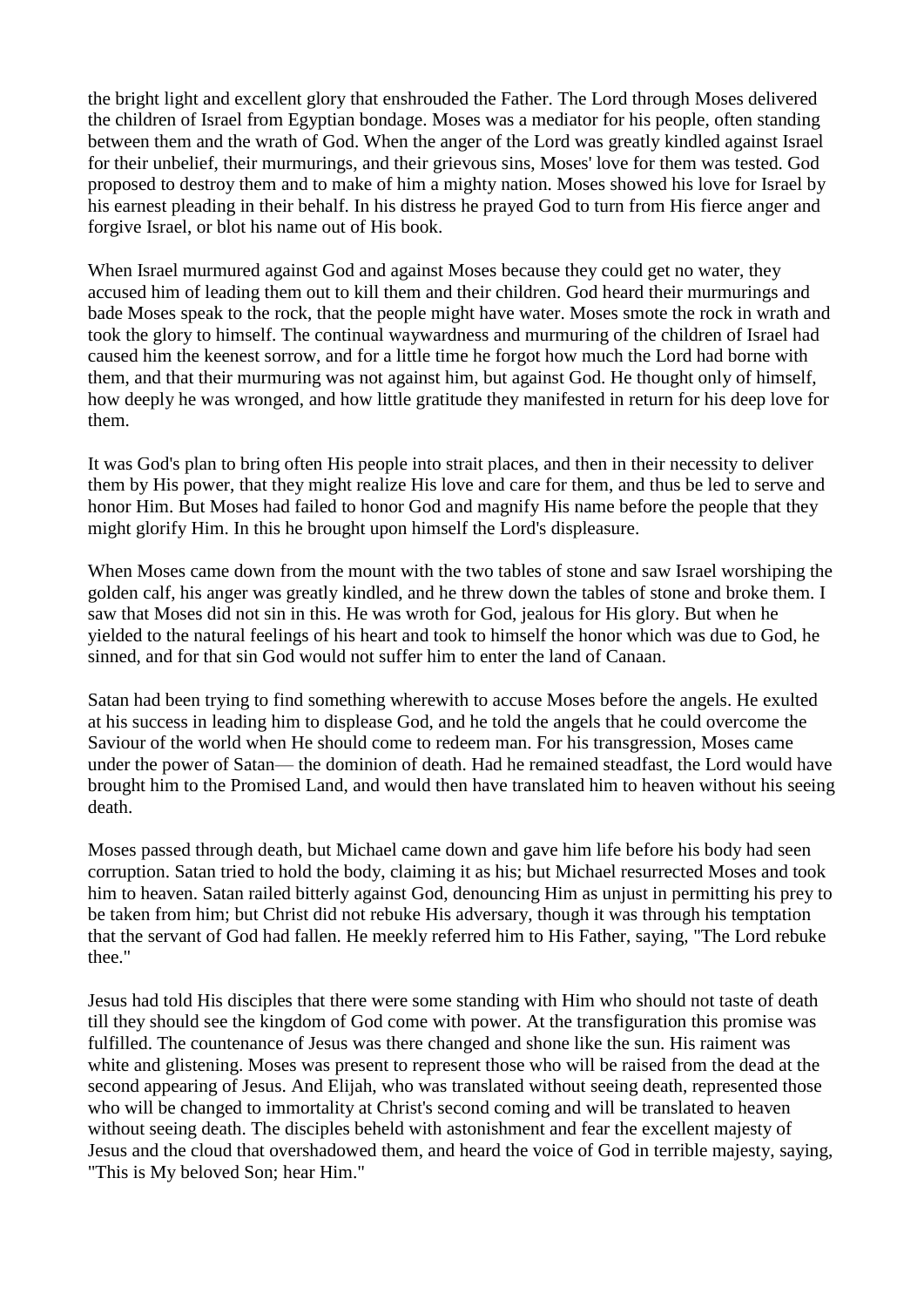the bright light and excellent glory that enshrouded the Father. The Lord through Moses delivered the children of Israel from Egyptian bondage. Moses was a mediator for his people, often standing between them and the wrath of God. When the anger of the Lord was greatly kindled against Israel for their unbelief, their murmurings, and their grievous sins, Moses' love for them was tested. God proposed to destroy them and to make of him a mighty nation. Moses showed his love for Israel by his earnest pleading in their behalf. In his distress he prayed God to turn from His fierce anger and forgive Israel, or blot his name out of His book.

When Israel murmured against God and against Moses because they could get no water, they accused him of leading them out to kill them and their children. God heard their murmurings and bade Moses speak to the rock, that the people might have water. Moses smote the rock in wrath and took the glory to himself. The continual waywardness and murmuring of the children of Israel had caused him the keenest sorrow, and for a little time he forgot how much the Lord had borne with them, and that their murmuring was not against him, but against God. He thought only of himself, how deeply he was wronged, and how little gratitude they manifested in return for his deep love for them.

It was God's plan to bring often His people into strait places, and then in their necessity to deliver them by His power, that they might realize His love and care for them, and thus be led to serve and honor Him. But Moses had failed to honor God and magnify His name before the people that they might glorify Him. In this he brought upon himself the Lord's displeasure.

When Moses came down from the mount with the two tables of stone and saw Israel worshiping the golden calf, his anger was greatly kindled, and he threw down the tables of stone and broke them. I saw that Moses did not sin in this. He was wroth for God, jealous for His glory. But when he yielded to the natural feelings of his heart and took to himself the honor which was due to God, he sinned, and for that sin God would not suffer him to enter the land of Canaan.

Satan had been trying to find something wherewith to accuse Moses before the angels. He exulted at his success in leading him to displease God, and he told the angels that he could overcome the Saviour of the world when He should come to redeem man. For his transgression, Moses came under the power of Satan— the dominion of death. Had he remained steadfast, the Lord would have brought him to the Promised Land, and would then have translated him to heaven without his seeing death.

Moses passed through death, but Michael came down and gave him life before his body had seen corruption. Satan tried to hold the body, claiming it as his; but Michael resurrected Moses and took him to heaven. Satan railed bitterly against God, denouncing Him as unjust in permitting his prey to be taken from him; but Christ did not rebuke His adversary, though it was through his temptation that the servant of God had fallen. He meekly referred him to His Father, saying, "The Lord rebuke thee."

Jesus had told His disciples that there were some standing with Him who should not taste of death till they should see the kingdom of God come with power. At the transfiguration this promise was fulfilled. The countenance of Jesus was there changed and shone like the sun. His raiment was white and glistening. Moses was present to represent those who will be raised from the dead at the second appearing of Jesus. And Elijah, who was translated without seeing death, represented those who will be changed to immortality at Christ's second coming and will be translated to heaven without seeing death. The disciples beheld with astonishment and fear the excellent majesty of Jesus and the cloud that overshadowed them, and heard the voice of God in terrible majesty, saying, "This is My beloved Son; hear Him."